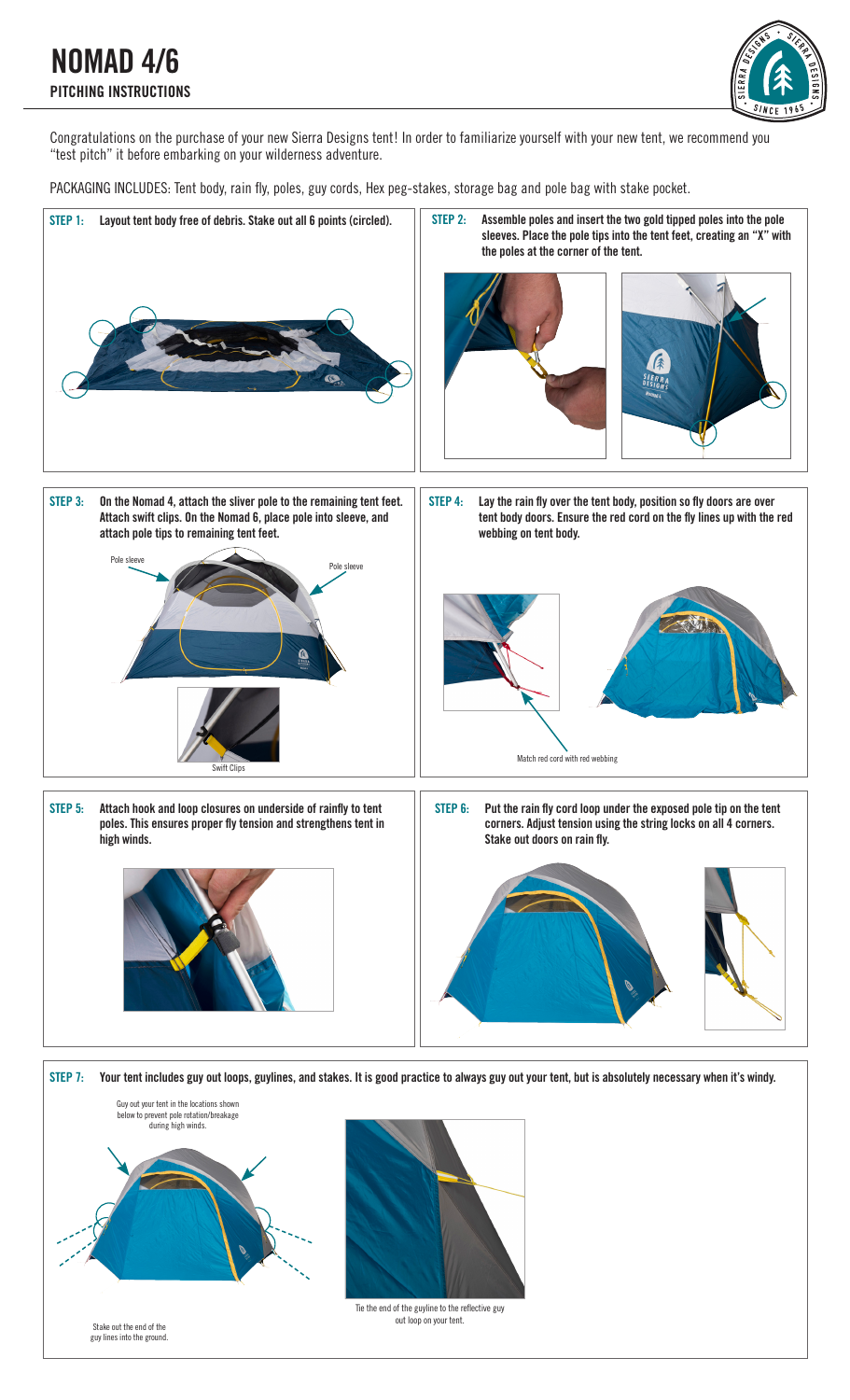# NOMAD 4/6

## PITCHING INSTRUCTIONS

Congratulations on the purchase of your new Sierra Designs tent! In order to familiarize yourself with your new tent, we recommend you "test pitch" it before embarking on your wilderness adventure.

PACKAGING INCLUDES: Tent body, rain fly, poles, guy cords, Hex peg-stakes, storage bag and pole bag with stake pocket.

**STEP 1:** **Layout tent body free of debris. Stake out all 6 points (circled).**

**STEP 2:** **Assemble poles and insert the two gold tipped poles into the pole sleeves. Place the pole tips into the tent feet, creating an "X" with the poles at the corner of the tent.**

**STEP 3:** **On the Nomad 4, attach the sliver pole to the remaining tent feet. Attach swift clips. On the Nomad 6, place pole into sleeve, and attach pole tips to remaining tent feet.**

Pole sleeve

Pole sleeve

Swift Clips

**STEP 4:** **Lay the rain fly over the tent body, position so fly doors are over tent body doors. Ensure the red cord on the fly lines up with the red webbing on tent body.**

Match red cord with red webbing

**STEP 5:** **Attach hook and loop closures on underside of rainfly to tent poles. This ensures proper fly tension and strengthens tent in high winds.**

**STEP 6:** **Put the rain fly cord loop under the exposed pole tip on the tent corners. Adjust tension using the string locks on all 4 corners. Stake out doors on rain fly.**

**STEP 7:** **Your tent includes guy out loops, guylines, and stakes. It is good practice to always guy out your tent, but is absolutely necessary when it's windy.**

Guy out your tent in the locations shown below to prevent pole rotation/breakage during high winds.

Stake out the end of the guy lines into the ground.

Tie the end of the guyline to the reflective guy out loop on your tent.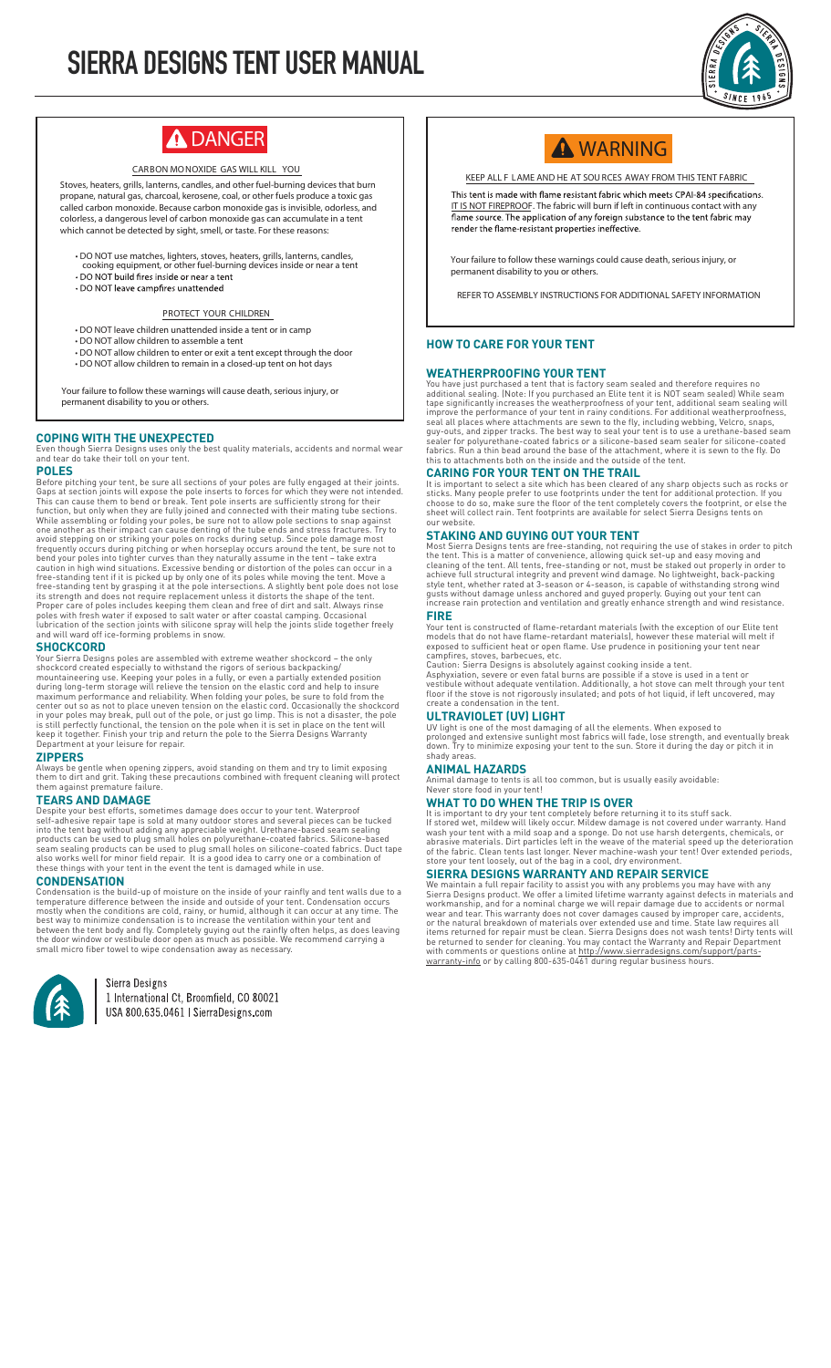# SIERRA DESIGNS TENT USER MANUAL

## ⚠ DANGER

CARBON MONOXIDE GAS WILL KILL YOU

Stoves, heaters, grills, lanterns, candles, and other fuel-burning devices that burn propane, natural gas, charcoal, kerosene, coal, or other fuels produce a toxic gas called carbon monoxide. Because carbon monoxide gas is invisible, odorless, and colorless, a dangerous level of carbon monoxide gas can accumulate in a tent which cannot be detected by sight, smell, or taste. For these reasons:

- DO NOT use matches, lighters, stoves, heaters, grills, lanterns, candles, cooking equipment, or other fuel-burning devices inside or near a tent
- DO NOT build fires inside or near a tent
- DO NOT leave campfires unattended

PROTECT YOUR CHILDREN

- DO NOT leave children unattended inside a tent or in camp
- DO NOT allow children to assemble a tent
- DO NOT allow children to enter or exit a tent except through the door
- DO NOT allow children to remain in a closed-up tent on hot days

Your failure to follow these warnings will cause death, serious injury, or permanent disability to you or others.

## COPING WITH THE UNEXPECTED

Even though Sierra Designs uses only the best quality materials, accidents and normal wear and tear do take their toll on your tent.

### POLES

Before pitching your tent, be sure all sections of your poles are fully engaged at their joints. Gaps at section joints will expose the pole inserts to forces for which they were not intended. This can cause them to bend or break. Tent pole inserts are sufficiently strong for their function, but only when they are fully joined and connected with their mating tube sections. While assembling or folding your poles, be sure not to allow pole sections to snap against one another as their impact can cause denting of the tube ends and stress fractures. Try to avoid stepping on or striking your poles on rocks during setup. Since pole damage most frequently occurs during pitching or when horseplay occurs around the tent, be sure not to bend your poles into tighter curves than they naturally assume in the tent – take extra caution in high wind situations. Excessive bending or distortion of the poles can occur in a free-standing tent if it is picked up by only one of its poles while moving the tent. Move a free-standing tent by grasping it at the pole intersections. A slightly bent pole does not lose its strength and does not require replacement unless it distorts the shape of the tent. Proper care of poles includes keeping them clean and free of dirt and salt. Always rinse poles with fresh water if exposed to salt water or after coastal camping. Occasional lubrication of the section joints with silicone spray will help the joints slide together freely and will ward off ice-forming problems in snow.

### SHOCKCORD

Your Sierra Designs poles are assembled with extreme weather shockcord – the only shockcord created especially to withstand the rigors of serious backpacking/mountaineering use. Keeping your poles in a fully, or even a partially extended position during long-term storage will relieve the tension on the elastic cord and help to insure maximum performance and reliability. When folding your poles, be sure to fold from the center out so as not to place uneven tension on the elastic cord. Occasionally the shockcord in your poles may break, pull out of the pole, or just go limp. This is not a disaster, the pole is still perfectly functional, the tension on the pole when it is set in place on the tent will keep it together. Finish your trip and return the pole to the Sierra Designs Warranty Department at your leisure for repair.

### ZIPPERS

Always be gentle when opening zippers, avoid standing on them and try to limit exposing them to dirt and grit. Taking these precautions combined with frequent cleaning will protect them against premature failure.

### TEARS AND DAMAGE

Despite your best efforts, sometimes damage does occur to your tent. Waterproof self-adhesive repair tape is sold at many outdoor stores and several pieces can be tucked into the tent bag without adding any appreciable weight. Urethane-based seam sealing products can be used to plug small holes on polyurethane-coated fabrics. Silicone-based seam sealing products can be used to plug small holes on silicone-coated fabrics. Duct tape also works well for minor field repair. It is a good idea to carry one or a combination of these things with your tent in the event the tent is damaged while in use.

### CONDENSATION

Condensation is the build-up of moisture on the inside of your rainfly and tent walls due to a temperature difference between the inside and outside of your tent. Condensation occurs mostly when the conditions are cold, rainy, or humid, although it can occur at any time. The best way to minimize condensation is to increase the ventilation within your tent and between the tent body and fly. Completely guying out the rainfly often helps, as does leaving the door window or vestibule door open as much as possible. We recommend carrying a small micro fiber towel to wipe condensation away as necessary.

Sierra Designs
1 International Ct, Broomfield, CO 80021
USA 800.635.0461 | SierraDesigns.com

## ⚠ WARNING

KEEP ALL F LAME AND HE AT SOU RCES AWAY FROM THIS TENT FABRIC

This tent is made with flame resistant fabric which meets CPAI-84 specifications. IT IS NOT FIREPROOF. The fabric will burn if left in continuous contact with any flame source. The application of any foreign substance to the tent fabric may render the flame-resistant properties ineffective.

Your failure to follow these warnings could cause death, serious injury, or permanent disability to you or others.

REFER TO ASSEMBLY INSTRUCTIONS FOR ADDITIONAL SAFETY INFORMATION

## HOW TO CARE FOR YOUR TENT

### WEATHERPROOFING YOUR TENT

You have just purchased a tent that is factory seam sealed and therefore requires no additional sealing. (Note: If you purchased an Elite tent it is NOT seam sealed) While seam tape significantly increases the weatherproofness of your tent, additional seam sealing will improve the performance of your tent in rainy conditions. For additional weatherproofness, seal all places where attachments are sewn to the fly, including webbing, Velcro, snaps, guy-outs, and zipper tracks. The best way to seal your tent is to use a urethane-based seam sealer for polyurethane-coated fabrics or a silicone-based seam sealer for silicone-coated fabrics. Run a thin bead around the base of the attachment, where it is sewn to the fly. Do this to attachments both on the inside and the outside of the tent.

### CARING FOR YOUR TENT ON THE TRAIL

It is important to select a site which has been cleared of any sharp objects such as rocks or sticks. Many people prefer to use footprints under the tent for additional protection. If you choose to do so, make sure the floor of the tent completely covers the footprint, or else the sheet will collect rain. Tent footprints are available for select Sierra Designs tents on our website.

### STAKING AND GUYING OUT YOUR TENT

Most Sierra Designs tents are free-standing, not requiring the use of stakes in order to pitch the tent. This is a matter of convenience, allowing quick set-up and easy moving and cleaning of the tent. All tents, free-standing or not, must be staked out properly in order to achieve full structural integrity and prevent wind damage. No lightweight, back-packing style tent, whether rated at 3-season or 4-season, is capable of withstanding strong wind gusts without damage unless anchored and guyed properly. Guying out your tent can increase rain protection and ventilation and greatly enhance strength and wind resistance.

### FIRE

Your tent is constructed of flame-retardant materials (with the exception of our Elite tent models that do not have flame-retardant materials), however these material will melt if exposed to sufficient heat or open flame. Use prudence in positioning your tent near campfires, stoves, barbecues, etc.

Caution: Sierra Designs is absolutely against cooking inside a tent.

Asphyxiation, severe or even fatal burns are possible if a stove is used in a tent or vestibule without adequate ventilation. Additionally, a hot stove can melt through your tent floor if the stove is not rigorously insulated; and pots of hot liquid, if left uncovered, may create a condensation in the tent.

### ULTRAVIOLET (UV) LIGHT

UV light is one of the most damaging of all the elements. When exposed to prolonged and extensive sunlight most fabrics will fade, lose strength, and eventually break down. Try to minimize exposing your tent to the sun. Store it during the day or pitch it in shady areas.

### ANIMAL HAZARDS

Animal damage to tents is all too common, but is usually easily avoidable: Never store food in your tent!

### WHAT TO DO WHEN THE TRIP IS OVER

It is important to dry your tent completely before returning it to its stuff sack. If stored wet, mildew will likely occur. Mildew damage is not covered under warranty. Hand wash your tent with a mild soap and a sponge. Do not use harsh detergents, chemicals, or abrasive materials. Dirt particles left in the weave of the material speed up the deterioration of the fabric. Clean tents last longer. Never machine-wash your tent! Over extended periods, store your tent loosely, out of the bag in a cool, dry environment.

### SIERRA DESIGNS WARRANTY AND REPAIR SERVICE

We maintain a full repair facility to assist you with any problems you may have with any Sierra Designs product. We offer a limited lifetime warranty against defects in materials and workmanship, and for a nominal charge we will repair damage due to accidents or normal wear and tear. This warranty does not cover damages caused by improper care, accidents, or the natural breakdown of materials over extended use and time. State law requires all items returned for repair must be clean. Sierra Designs does not wash tents! Dirty tents will be returned to sender for cleaning. You may contact the Warranty and Repair Department with comments or questions online at http://www.sierradesigns.com/support/parts-warranty-info or by calling 800-635-0461 during regular business hours.